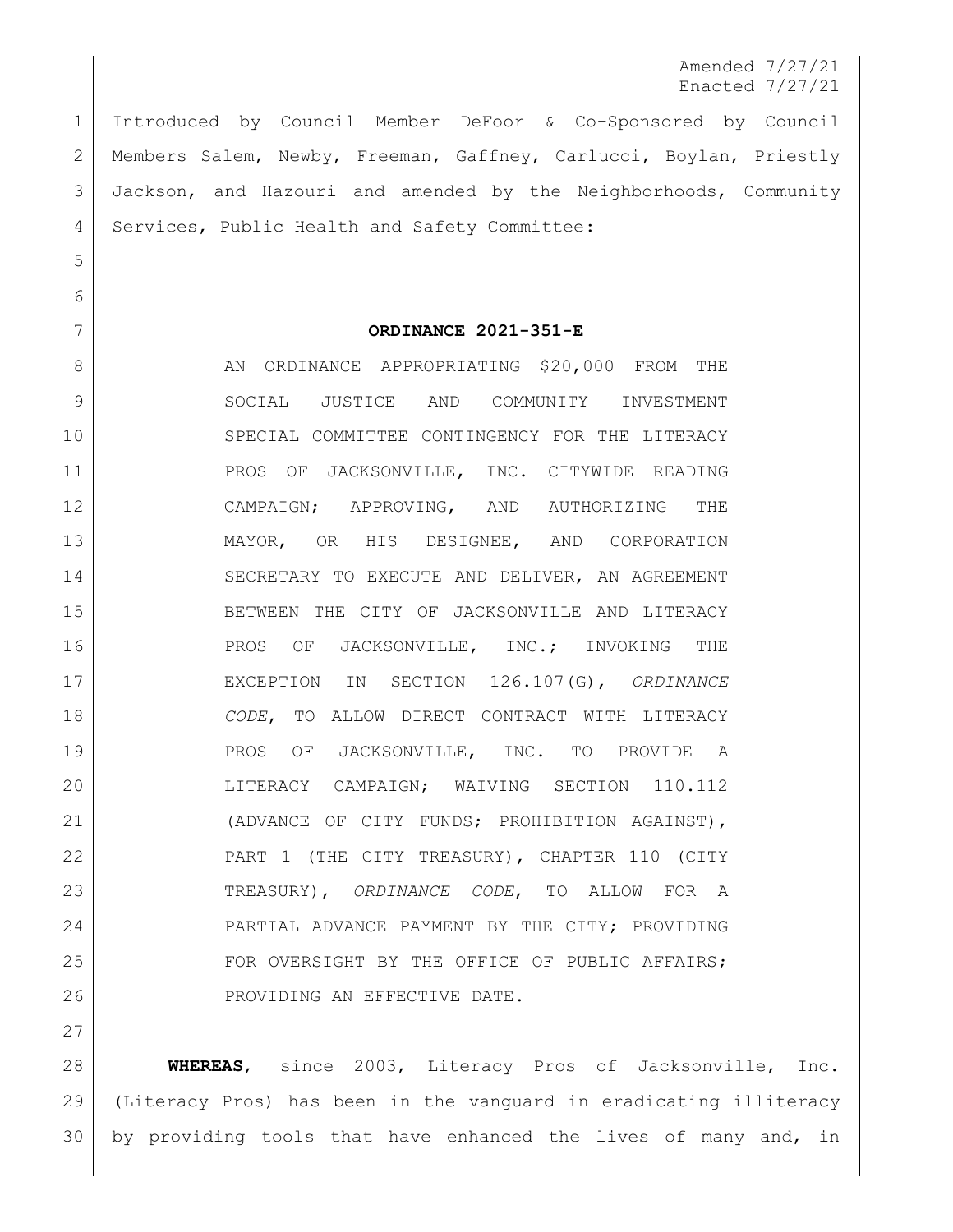Amended 7/27/21
Enacted 7/27/21

Introduced by Council Member DeFoor & Co-Sponsored by Council Members Salem, Newby, Freeman, Gaffney, Carlucci, Boylan, Priestly Jackson, and Hazouri and amended by the Neighborhoods, Community Services, Public Health and Safety Committee:

**ORDINANCE 2021-351-E**

AN ORDINANCE APPROPRIATING $20,000 FROM THE SOCIAL JUSTICE AND COMMUNITY INVESTMENT SPECIAL COMMITTEE CONTINGENCY FOR THE LITERACY PROS OF JACKSONVILLE, INC. CITYWIDE READING CAMPAIGN; APPROVING, AND AUTHORIZING THE MAYOR, OR HIS DESIGNEE, AND CORPORATION SECRETARY TO EXECUTE AND DELIVER, AN AGREEMENT BETWEEN THE CITY OF JACKSONVILLE AND LITERACY PROS OF JACKSONVILLE, INC.; INVOKING THE EXCEPTION IN SECTION 126.107(G), *ORDINANCE CODE*, TO ALLOW DIRECT CONTRACT WITH LITERACY PROS OF JACKSONVILLE, INC. TO PROVIDE A LITERACY CAMPAIGN; WAIVING SECTION 110.112 (ADVANCE OF CITY FUNDS; PROHIBITION AGAINST), PART 1 (THE CITY TREASURY), CHAPTER 110 (CITY TREASURY), *ORDINANCE CODE*, TO ALLOW FOR A PARTIAL ADVANCE PAYMENT BY THE CITY; PROVIDING FOR OVERSIGHT BY THE OFFICE OF PUBLIC AFFAIRS; PROVIDING AN EFFECTIVE DATE.

**WHEREAS**, since 2003, Literacy Pros of Jacksonville, Inc. (Literacy Pros) has been in the vanguard in eradicating illiteracy by providing tools that have enhanced the lives of many and, in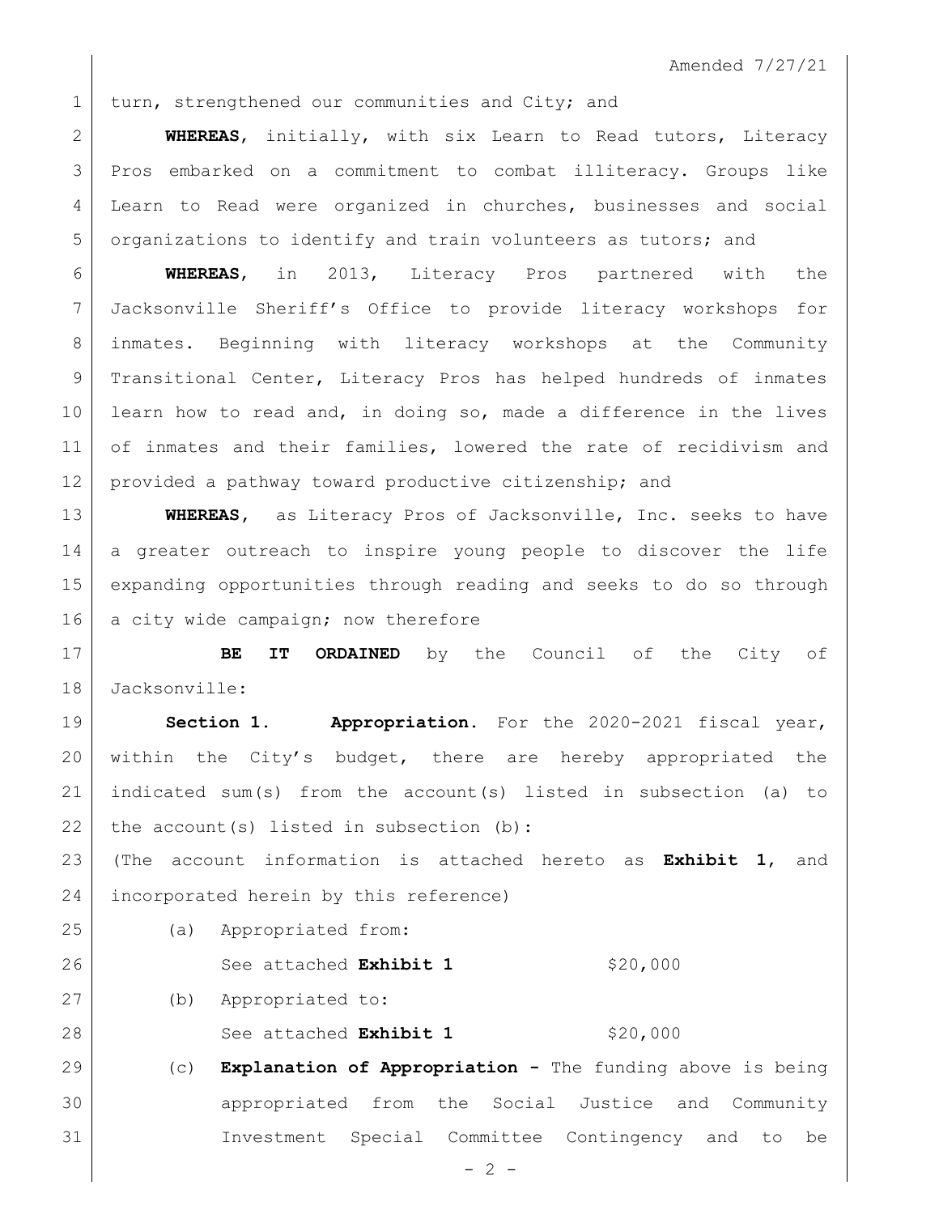turn, strengthened our communities and City; and

**WHEREAS**, initially, with six Learn to Read tutors, Literacy Pros embarked on a commitment to combat illiteracy. Groups like Learn to Read were organized in churches, businesses and social organizations to identify and train volunteers as tutors; and

**WHEREAS**, in 2013, Literacy Pros partnered with the Jacksonville Sheriff's Office to provide literacy workshops for inmates. Beginning with literacy workshops at the Community Transitional Center, Literacy Pros has helped hundreds of inmates learn how to read and, in doing so, made a difference in the lives of inmates and their families, lowered the rate of recidivism and provided a pathway toward productive citizenship; and

**WHEREAS**, as Literacy Pros of Jacksonville, Inc. seeks to have a greater outreach to inspire young people to discover the life expanding opportunities through reading and seeks to do so through a city wide campaign; now therefore

**BE IT ORDAINED** by the Council of the City of Jacksonville:

**Section 1. Appropriation.** For the 2020-2021 fiscal year, within the City's budget, there are hereby appropriated the indicated sum(s) from the account(s) listed in subsection (a) to the account(s) listed in subsection (b):

(The account information is attached hereto as **Exhibit 1**, and incorporated herein by this reference)

(a) Appropriated from:

See attached **Exhibit 1** $20,000

(b) Appropriated to:

See attached **Exhibit 1** $20,000

(c) **Explanation of Appropriation -** The funding above is being appropriated from the Social Justice and Community Investment Special Committee Contingency and to be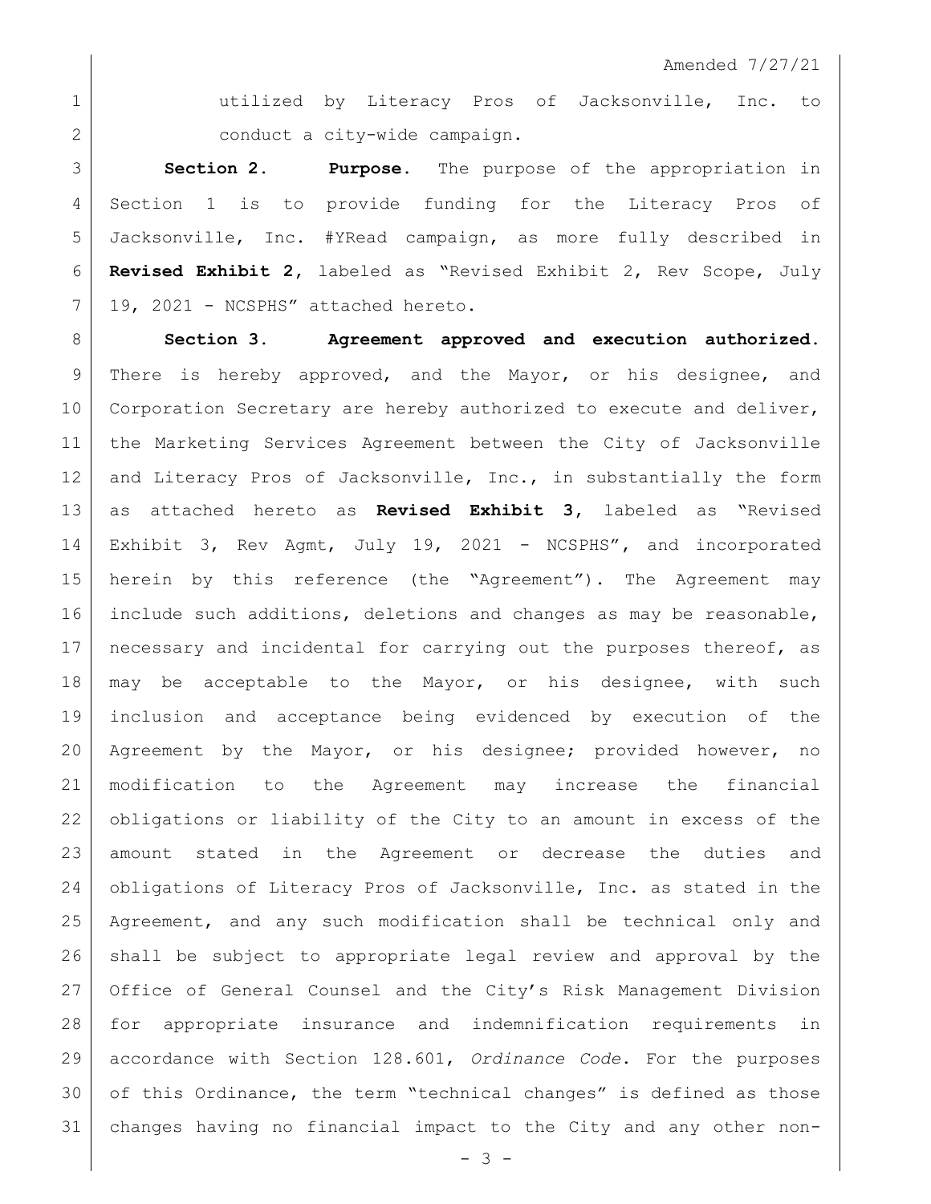utilized by Literacy Pros of Jacksonville, Inc. to conduct a city-wide campaign.

**Section 2. Purpose.** The purpose of the appropriation in Section 1 is to provide funding for the Literacy Pros of Jacksonville, Inc. #YRead campaign, as more fully described in **Revised Exhibit 2**, labeled as "Revised Exhibit 2, Rev Scope, July 19, 2021 - NCSPHS" attached hereto.

**Section 3. Agreement approved and execution authorized.** There is hereby approved, and the Mayor, or his designee, and Corporation Secretary are hereby authorized to execute and deliver, the Marketing Services Agreement between the City of Jacksonville and Literacy Pros of Jacksonville, Inc., in substantially the form as attached hereto as **Revised Exhibit 3**, labeled as "Revised Exhibit 3, Rev Agmt, July 19, 2021 - NCSPHS", and incorporated herein by this reference (the "Agreement"). The Agreement may include such additions, deletions and changes as may be reasonable, necessary and incidental for carrying out the purposes thereof, as may be acceptable to the Mayor, or his designee, with such inclusion and acceptance being evidenced by execution of the Agreement by the Mayor, or his designee; provided however, no modification to the Agreement may increase the financial obligations or liability of the City to an amount in excess of the amount stated in the Agreement or decrease the duties and obligations of Literacy Pros of Jacksonville, Inc. as stated in the Agreement, and any such modification shall be technical only and shall be subject to appropriate legal review and approval by the Office of General Counsel and the City's Risk Management Division for appropriate insurance and indemnification requirements in accordance with Section 128.601, *Ordinance Code*. For the purposes of this Ordinance, the term "technical changes" is defined as those changes having no financial impact to the City and any other non-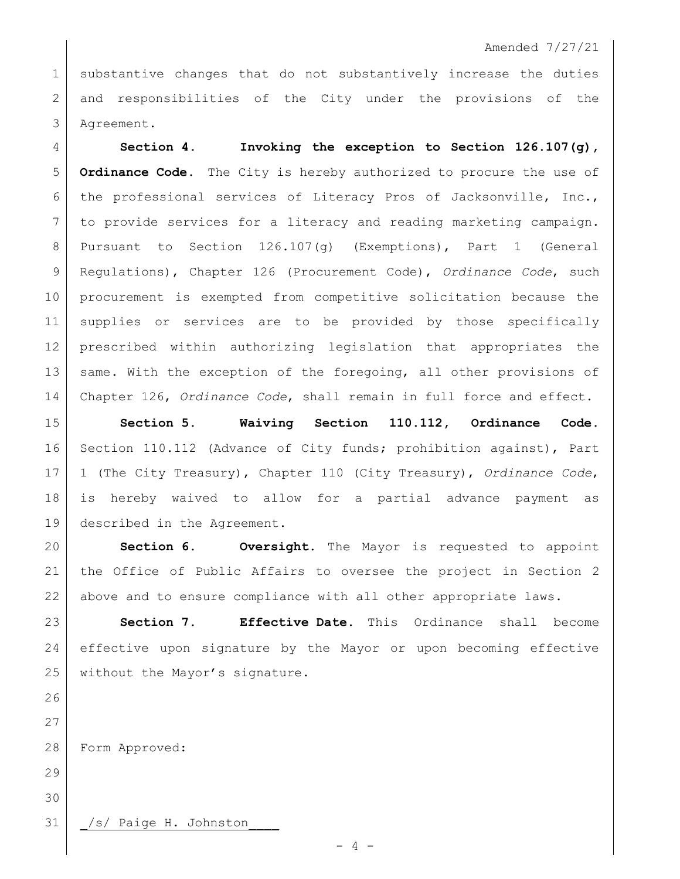substantive changes that do not substantively increase the duties and responsibilities of the City under the provisions of the Agreement.

**Section 4. Invoking the exception to Section 126.107(g), Ordinance Code.** The City is hereby authorized to procure the use of the professional services of Literacy Pros of Jacksonville, Inc., to provide services for a literacy and reading marketing campaign. Pursuant to Section 126.107(g) (Exemptions), Part 1 (General Regulations), Chapter 126 (Procurement Code), *Ordinance Code*, such procurement is exempted from competitive solicitation because the supplies or services are to be provided by those specifically prescribed within authorizing legislation that appropriates the same. With the exception of the foregoing, all other provisions of Chapter 126, *Ordinance Code*, shall remain in full force and effect.

**Section 5. Waiving Section 110.112, Ordinance Code.** Section 110.112 (Advance of City funds; prohibition against), Part 1 (The City Treasury), Chapter 110 (City Treasury), *Ordinance Code*, is hereby waived to allow for a partial advance payment as described in the Agreement.

**Section 6. Oversight.** The Mayor is requested to appoint the Office of Public Affairs to oversee the project in Section 2 above and to ensure compliance with all other appropriate laws.

**Section 7. Effective Date.** This Ordinance shall become effective upon signature by the Mayor or upon becoming effective without the Mayor's signature.

Form Approved:

_/s/ Paige H. Johnston____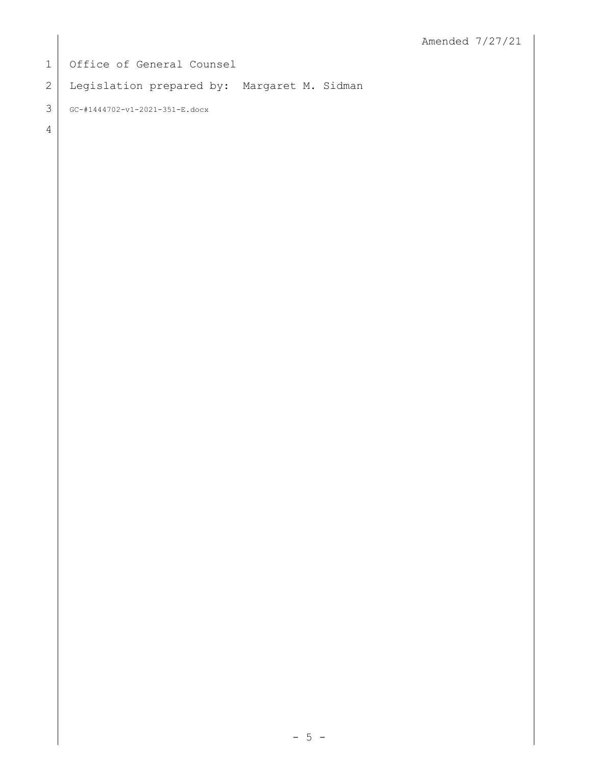Amended 7/27/21

Office of General Counsel

Legislation prepared by: Margaret M. Sidman

GC-#1444702-v1-2021-351-E.docx